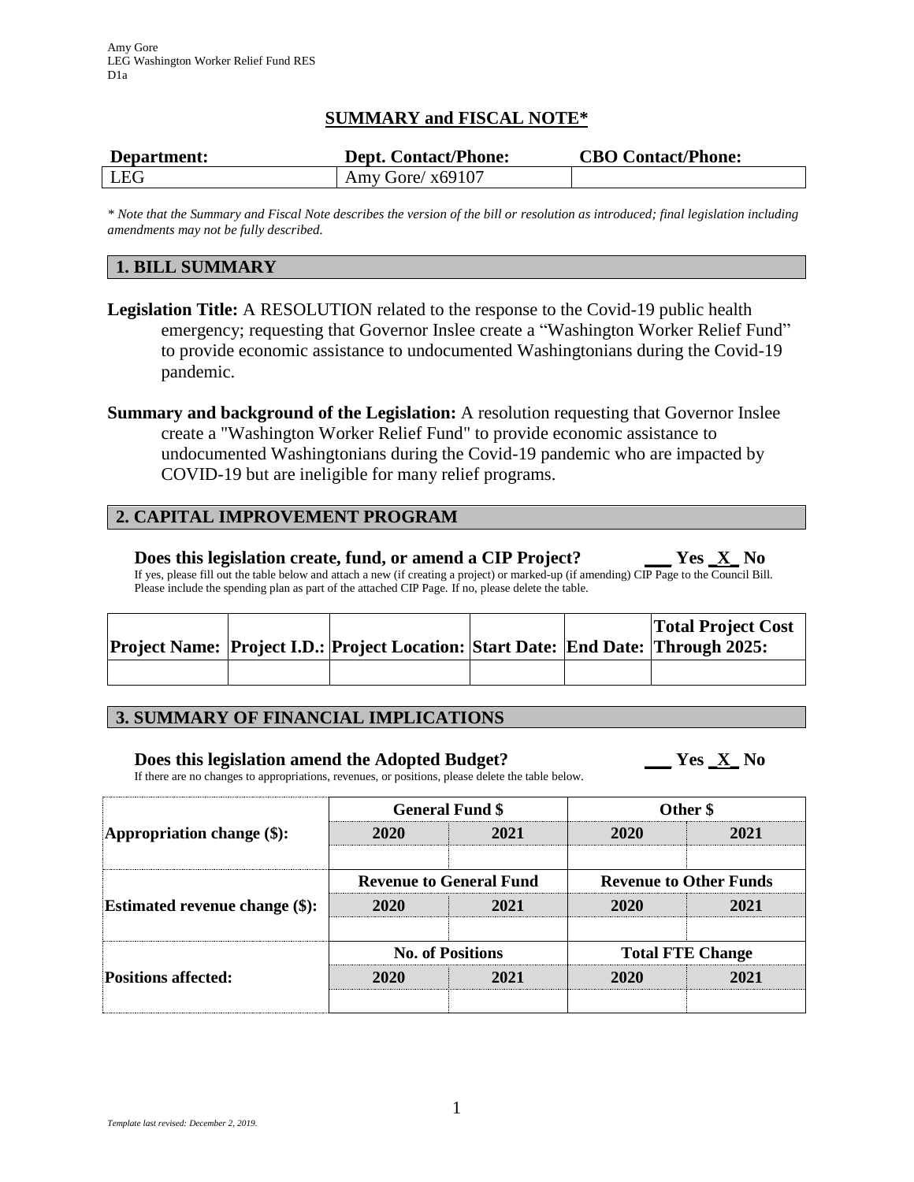Amy Gore
LEG Washington Worker Relief Fund RES
D1a

## SUMMARY and FISCAL NOTE*

| Department: | Dept. Contact/Phone: | CBO Contact/Phone: |
| --- | --- | --- |
| LEG | Amy Gore/ x69107 | |

*\* Note that the Summary and Fiscal Note describes the version of the bill or resolution as introduced; final legislation including amendments may not be fully described.*

### 1. BILL SUMMARY

**Legislation Title:** A RESOLUTION related to the response to the Covid-19 public health emergency; requesting that Governor Inslee create a "Washington Worker Relief Fund" to provide economic assistance to undocumented Washingtonians during the Covid-19 pandemic.

**Summary and background of the Legislation:** A resolution requesting that Governor Inslee create a "Washington Worker Relief Fund" to provide economic assistance to undocumented Washingtonians during the Covid-19 pandemic who are impacted by COVID-19 but are ineligible for many relief programs.

### 2. CAPITAL IMPROVEMENT PROGRAM

**Does this legislation create, fund, or amend a CIP Project?** ___ Yes _X_ No

If yes, please fill out the table below and attach a new (if creating a project) or marked-up (if amending) CIP Page to the Council Bill. Please include the spending plan as part of the attached CIP Page. If no, please delete the table.

| Project Name: | Project I.D.: | Project Location: | Start Date: | End Date: | Total Project Cost Through 2025: |
| --- | --- | --- | --- | --- | --- |
| | | | | | |

### 3. SUMMARY OF FINANCIAL IMPLICATIONS

**Does this legislation amend the Adopted Budget?** ___ Yes _X_ No

If there are no changes to appropriations, revenues, or positions, please delete the table below.

| | General Fund $ | | Other $ | |
| --- | --- | --- | --- | --- |
| **Appropriation change ($):** | 2020 | 2021 | 2020 | 2021 |
| | | | | |
| | **Revenue to General Fund** | | **Revenue to Other Funds** | |
| **Estimated revenue change ($):** | 2020 | 2021 | 2020 | 2021 |
| | | | | |
| | **No. of Positions** | | **Total FTE Change** | |
| **Positions affected:** | 2020 | 2021 | 2020 | 2021 |
| | | | | |

*Template last revised: December 2, 2019.*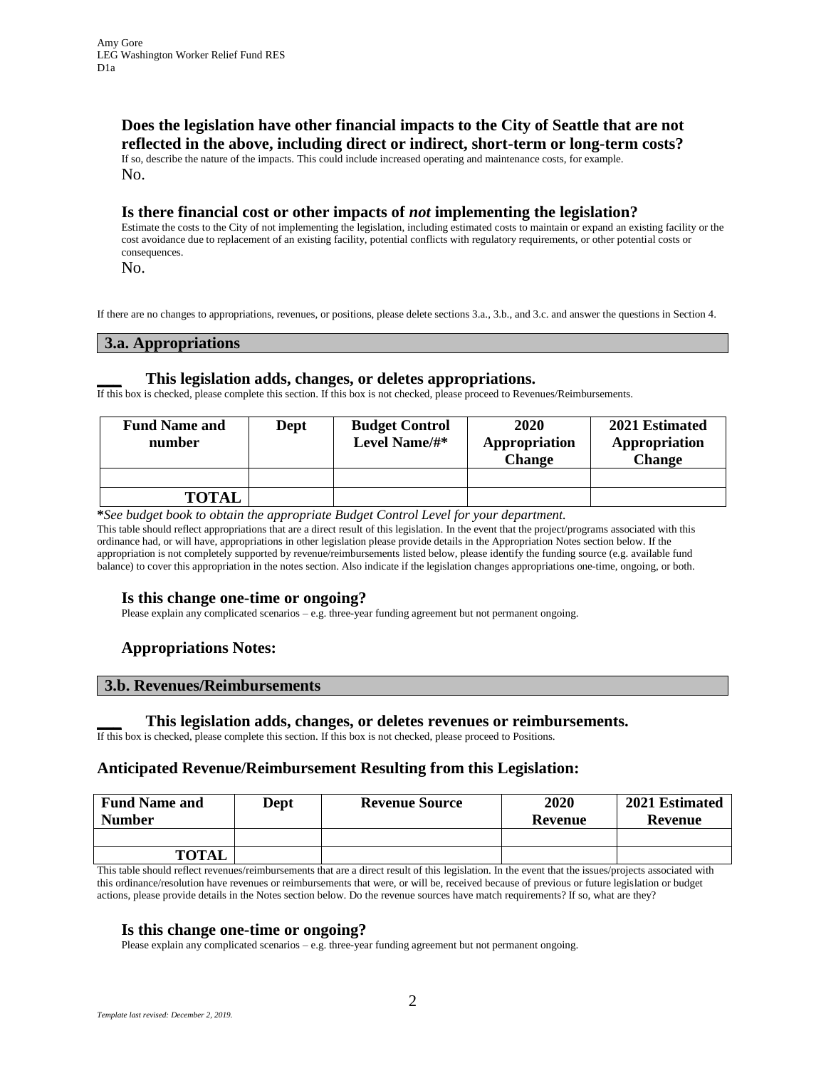Amy Gore
LEG Washington Worker Relief Fund RES
D1a

### Does the legislation have other financial impacts to the City of Seattle that are not reflected in the above, including direct or indirect, short-term or long-term costs?

If so, describe the nature of the impacts. This could include increased operating and maintenance costs, for example.

No.

### Is there financial cost or other impacts of *not* implementing the legislation?

Estimate the costs to the City of not implementing the legislation, including estimated costs to maintain or expand an existing facility or the cost avoidance due to replacement of an existing facility, potential conflicts with regulatory requirements, or other potential costs or consequences.

No.

If there are no changes to appropriations, revenues, or positions, please delete sections 3.a., 3.b., and 3.c. and answer the questions in Section 4.

## 3.a. Appropriations

**___ This legislation adds, changes, or deletes appropriations.**

If this box is checked, please complete this section. If this box is not checked, please proceed to Revenues/Reimbursements.

| Fund Name and number | Dept | Budget Control Level Name/#* | 2020 Appropriation Change | 2021 Estimated Appropriation Change |
|---|---|---|---|---|
| | | | | |
| TOTAL | | | | |

***See budget book to obtain the appropriate Budget Control Level for your department.***

This table should reflect appropriations that are a direct result of this legislation. In the event that the project/programs associated with this ordinance had, or will have, appropriations in other legislation please provide details in the Appropriation Notes section below. If the appropriation is not completely supported by revenue/reimbursements listed below, please identify the funding source (e.g. available fund balance) to cover this appropriation in the notes section. Also indicate if the legislation changes appropriations one-time, ongoing, or both.

### Is this change one-time or ongoing?

Please explain any complicated scenarios – e.g. three-year funding agreement but not permanent ongoing.

### Appropriations Notes:

## 3.b. Revenues/Reimbursements

**___ This legislation adds, changes, or deletes revenues or reimbursements.**

If this box is checked, please complete this section. If this box is not checked, please proceed to Positions.

### Anticipated Revenue/Reimbursement Resulting from this Legislation:

| Fund Name and Number | Dept | Revenue Source | 2020 Revenue | 2021 Estimated Revenue |
|---|---|---|---|---|
| | | | | |
| TOTAL | | | | |

This table should reflect revenues/reimbursements that are a direct result of this legislation. In the event that the issues/projects associated with this ordinance/resolution have revenues or reimbursements that were, or will be, received because of previous or future legislation or budget actions, please provide details in the Notes section below. Do the revenue sources have match requirements? If so, what are they?

### Is this change one-time or ongoing?

Please explain any complicated scenarios – e.g. three-year funding agreement but not permanent ongoing.

*Template last revised: December 2, 2019.*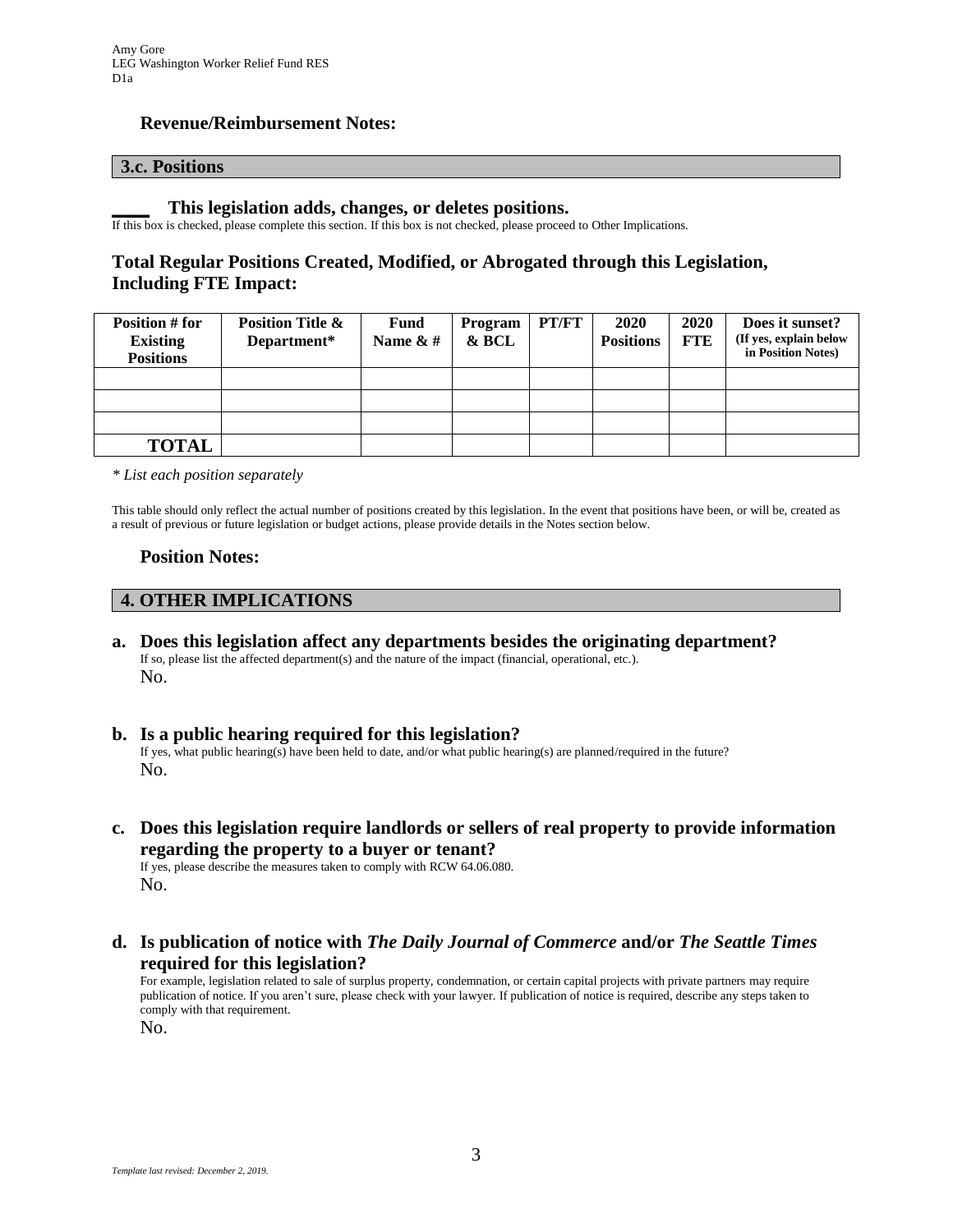### Revenue/Reimbursement Notes:

## 3.c. Positions

**____ This legislation adds, changes, or deletes positions.**

If this box is checked, please complete this section. If this box is not checked, please proceed to Other Implications.

### Total Regular Positions Created, Modified, or Abrogated through this Legislation, Including FTE Impact:

| Position # for Existing Positions | Position Title & Department* | Fund Name & # | Program & BCL | PT/FT | 2020 Positions | 2020 FTE | Does it sunset? (If yes, explain below in Position Notes) |
|---|---|---|---|---|---|---|---|
| | | | | | | | |
| | | | | | | | |
| | | | | | | | |
| **TOTAL** | | | | | | | |

*\* List each position separately*

This table should only reflect the actual number of positions created by this legislation. In the event that positions have been, or will be, created as a result of previous or future legislation or budget actions, please provide details in the Notes section below.

### Position Notes:

## 4. OTHER IMPLICATIONS

**a. Does this legislation affect any departments besides the originating department?**

If so, please list the affected department(s) and the nature of the impact (financial, operational, etc.).

No.

**b. Is a public hearing required for this legislation?**

If yes, what public hearing(s) have been held to date, and/or what public hearing(s) are planned/required in the future?

No.

**c. Does this legislation require landlords or sellers of real property to provide information regarding the property to a buyer or tenant?**

If yes, please describe the measures taken to comply with RCW 64.06.080.

No.

**d. Is publication of notice with *The Daily Journal of Commerce* and/or *The Seattle Times* required for this legislation?**

For example, legislation related to sale of surplus property, condemnation, or certain capital projects with private partners may require publication of notice. If you aren't sure, please check with your lawyer. If publication of notice is required, describe any steps taken to comply with that requirement.

No.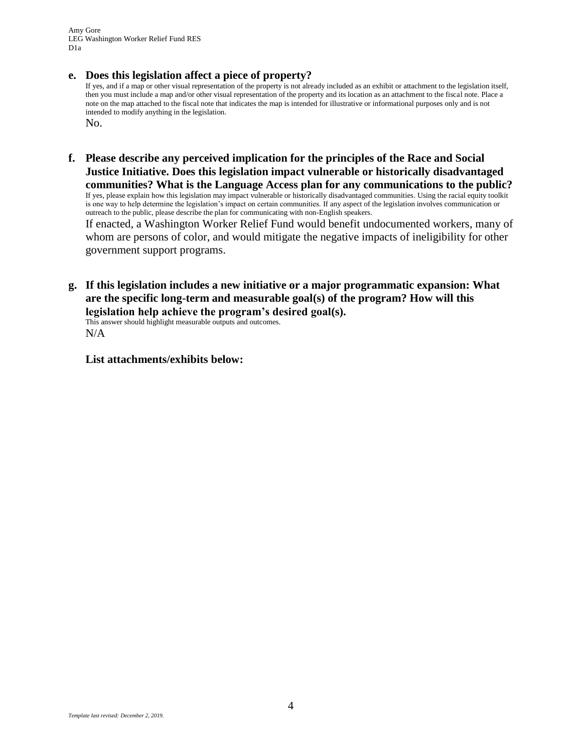**e. Does this legislation affect a piece of property?**

If yes, and if a map or other visual representation of the property is not already included as an exhibit or attachment to the legislation itself, then you must include a map and/or other visual representation of the property and its location as an attachment to the fiscal note. Place a note on the map attached to the fiscal note that indicates the map is intended for illustrative or informational purposes only and is not intended to modify anything in the legislation.

No.

**f. Please describe any perceived implication for the principles of the Race and Social Justice Initiative. Does this legislation impact vulnerable or historically disadvantaged communities? What is the Language Access plan for any communications to the public?**

If yes, please explain how this legislation may impact vulnerable or historically disadvantaged communities. Using the racial equity toolkit is one way to help determine the legislation's impact on certain communities. If any aspect of the legislation involves communication or outreach to the public, please describe the plan for communicating with non-English speakers.

If enacted, a Washington Worker Relief Fund would benefit undocumented workers, many of whom are persons of color, and would mitigate the negative impacts of ineligibility for other government support programs.

**g. If this legislation includes a new initiative or a major programmatic expansion: What are the specific long-term and measurable goal(s) of the program? How will this legislation help achieve the program's desired goal(s).**

This answer should highlight measurable outputs and outcomes.

N/A

**List attachments/exhibits below:**